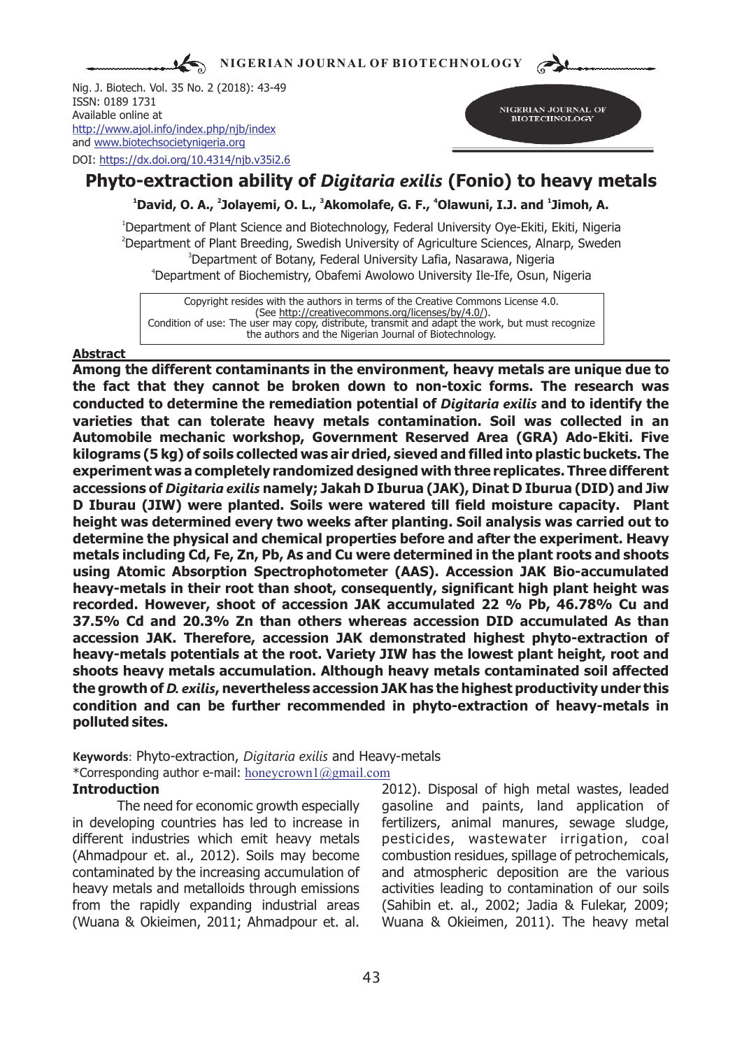Nig. J. Biotech. Vol. 35 No. 2 (2018): 43-49
ISSN: 0189 1731
Available online at
http://www.ajol.info/index.php/njb/index
and www.biotechsocietynigeria.org
DOI: https://dx.doi.org/10.4314/njb.v35i2.6

# Phyto-extraction ability of *Digitaria exilis* (Fonio) to heavy metals

**[1]David, O. A., [2]Jolayemi, O. L., [3]Akomolafe, G. F., [4]Olawuni, I.J. and [1]Jimoh, A.**

[1]Department of Plant Science and Biotechnology, Federal University Oye-Ekiti, Ekiti, Nigeria
[2]Department of Plant Breeding, Swedish University of Agriculture Sciences, Alnarp, Sweden
[3]Department of Botany, Federal University Lafia, Nasarawa, Nigeria
[4]Department of Biochemistry, Obafemi Awolowo University Ile-Ife, Osun, Nigeria

Copyright resides with the authors in terms of the Creative Commons License 4.0. (See http://creativecommons.org/licenses/by/4.0/). Condition of use: The user may copy, distribute, transmit and adapt the work, but must recognize the authors and the Nigerian Journal of Biotechnology.

## Abstract

**Among the different contaminants in the environment, heavy metals are unique due to the fact that they cannot be broken down to non-toxic forms. The research was conducted to determine the remediation potential of *Digitaria exilis* and to identify the varieties that can tolerate heavy metals contamination. Soil was collected in an Automobile mechanic workshop, Government Reserved Area (GRA) Ado-Ekiti. Five kilograms (5 kg) of soils collected was air dried, sieved and filled into plastic buckets. The experiment was a completely randomized designed with three replicates. Three different accessions of *Digitaria exilis* namely; Jakah D Iburua (JAK), Dinat D Iburua (DID) and Jiw D Iburau (JIW) were planted. Soils were watered till field moisture capacity. Plant height was determined every two weeks after planting. Soil analysis was carried out to determine the physical and chemical properties before and after the experiment. Heavy metals including Cd, Fe, Zn, Pb, As and Cu were determined in the plant roots and shoots using Atomic Absorption Spectrophotometer (AAS). Accession JAK Bio-accumulated heavy-metals in their root than shoot, consequently, significant high plant height was recorded. However, shoot of accession JAK accumulated 22 % Pb, 46.78% Cu and 37.5% Cd and 20.3% Zn than others whereas accession DID accumulated As than accession JAK. Therefore, accession JAK demonstrated highest phyto-extraction of heavy-metals potentials at the root. Variety JIW has the lowest plant height, root and shoots heavy metals accumulation. Although heavy metals contaminated soil affected the growth of *D. exilis*, nevertheless accession JAK has the highest productivity under this condition and can be further recommended in phyto-extraction of heavy-metals in polluted sites.**

**Keywords**: Phyto-extraction, *Digitaria exilis* and Heavy-metals

*Corresponding author e-mail: honeycrown1@gmail.com

## Introduction

The need for economic growth especially in developing countries has led to increase in different industries which emit heavy metals (Ahmadpour et. al., 2012). Soils may become contaminated by the increasing accumulation of heavy metals and metalloids through emissions from the rapidly expanding industrial areas (Wuana & Okieimen, 2011; Ahmadpour et. al. 2012). Disposal of high metal wastes, leaded gasoline and paints, land application of fertilizers, animal manures, sewage sludge, pesticides, wastewater irrigation, coal combustion residues, spillage of petrochemicals, and atmospheric deposition are the various activities leading to contamination of our soils (Sahibin et. al., 2002; Jadia & Fulekar, 2009; Wuana & Okieimen, 2011). The heavy metal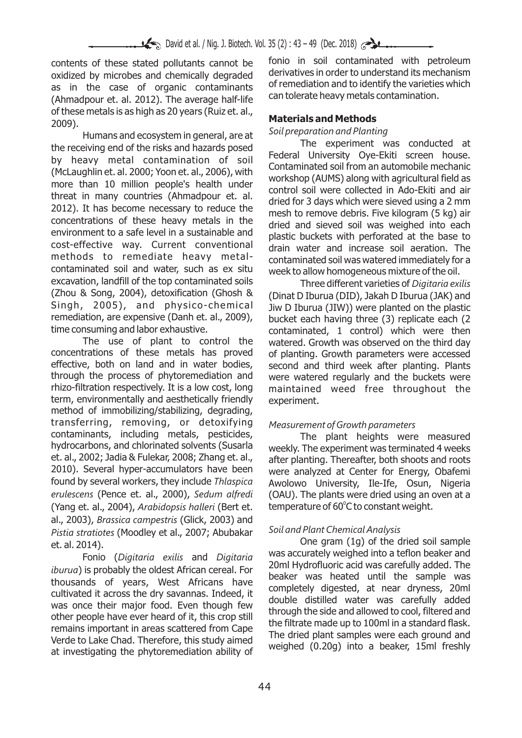contents of these stated pollutants cannot be oxidized by microbes and chemically degraded as in the case of organic contaminants (Ahmadpour et. al. 2012). The average half-life of these metals is as high as 20 years (Ruiz et. al., 2009).

Humans and ecosystem in general, are at the receiving end of the risks and hazards posed by heavy metal contamination of soil (McLaughlin et. al. 2000; Yoon et. al., 2006), with more than 10 million people's health under threat in many countries (Ahmadpour et. al. 2012). It has become necessary to reduce the concentrations of these heavy metals in the environment to a safe level in a sustainable and cost-effective way. Current conventional methods to remediate heavy metal-contaminated soil and water, such as ex situ excavation, landfill of the top contaminated soils (Zhou & Song, 2004), detoxification (Ghosh & Singh, 2005), and physico-chemical remediation, are expensive (Danh et. al., 2009), time consuming and labor exhaustive.

The use of plant to control the concentrations of these metals has proved effective, both on land and in water bodies, through the process of phytoremediation and rhizo-filtration respectively. It is a low cost, long term, environmentally and aesthetically friendly method of immobilizing/stabilizing, degrading, transferring, removing, or detoxifying contaminants, including metals, pesticides, hydrocarbons, and chlorinated solvents (Susarla et. al., 2002; Jadia & Fulekar, 2008; Zhang et. al., 2010). Several hyper-accumulators have been found by several workers, they include *Thlaspica erulescens* (Pence et. al., 2000), *Sedum alfredi* (Yang et. al., 2004), *Arabidopsis halleri* (Bert et. al., 2003), *Brassica campestris* (Glick, 2003) and *Pistia stratiotes* (Moodley et al., 2007; Abubakar et. al. 2014).

Fonio (*Digitaria exilis* and *Digitaria iburua*) is probably the oldest African cereal. For thousands of years, West Africans have cultivated it across the dry savannas. Indeed, it was once their major food. Even though few other people have ever heard of it, this crop still remains important in areas scattered from Cape Verde to Lake Chad. Therefore, this study aimed at investigating the phytoremediation ability of fonio in soil contaminated with petroleum derivatives in order to understand its mechanism of remediation and to identify the varieties which can tolerate heavy metals contamination.

## Materials and Methods

### *Soil preparation and Planting*

The experiment was conducted at Federal University Oye-Ekiti screen house. Contaminated soil from an automobile mechanic workshop (AUMS) along with agricultural field as control soil were collected in Ado-Ekiti and air dried for 3 days which were sieved using a 2 mm mesh to remove debris. Five kilogram (5 kg) air dried and sieved soil was weighed into each plastic buckets with perforated at the base to drain water and increase soil aeration. The contaminated soil was watered immediately for a week to allow homogeneous mixture of the oil.

Three different varieties of *Digitaria exilis* (Dinat D Iburua (DID), Jakah D Iburua (JAK) and Jiw D Iburua (JIW)) were planted on the plastic bucket each having three (3) replicate each (2 contaminated, 1 control) which were then watered. Growth was observed on the third day of planting. Growth parameters were accessed second and third week after planting. Plants were watered regularly and the buckets were maintained weed free throughout the experiment.

### *Measurement of Growth parameters*

The plant heights were measured weekly. The experiment was terminated 4 weeks after planting. Thereafter, both shoots and roots were analyzed at Center for Energy, Obafemi Awolowo University, Ile-Ife, Osun, Nigeria (OAU). The plants were dried using an oven at a temperature of $60^{\circ}C$ to constant weight.

### *Soil and Plant Chemical Analysis*

One gram (1g) of the dried soil sample was accurately weighed into a teflon beaker and 20ml Hydrofluoric acid was carefully added. The beaker was heated until the sample was completely digested, at near dryness, 20ml double distilled water was carefully added through the side and allowed to cool, filtered and the filtrate made up to 100ml in a standard flask. The dried plant samples were each ground and weighed (0.20g) into a beaker, 15ml freshly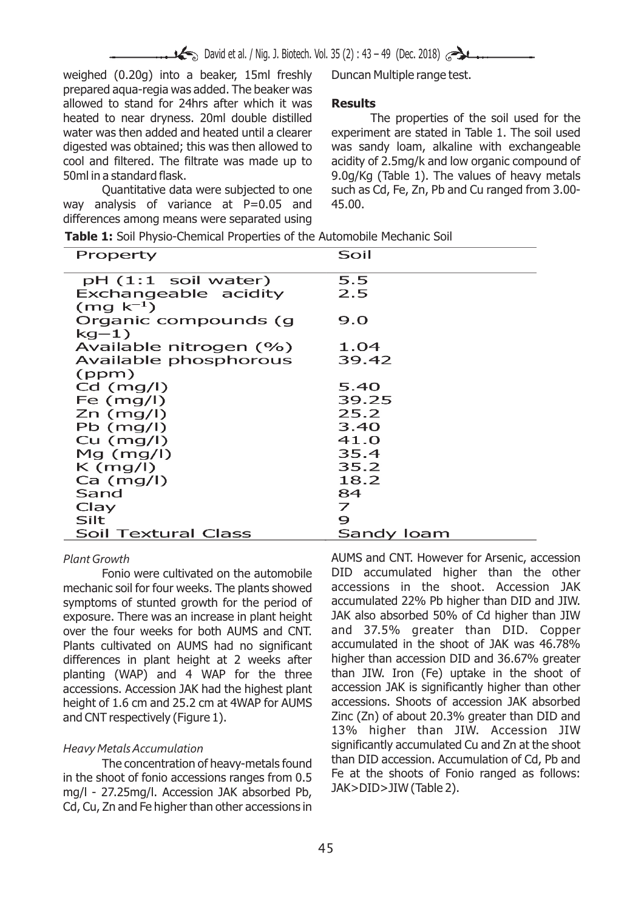weighed (0.20g) into a beaker, 15ml freshly prepared aqua-regia was added. The beaker was allowed to stand for 24hrs after which it was heated to near dryness. 20ml double distilled water was then added and heated until a clearer digested was obtained; this was then allowed to cool and filtered. The filtrate was made up to 50ml in a standard flask.

Quantitative data were subjected to one way analysis of variance at P=0.05 and differences among means were separated using Duncan Multiple range test.

## Results

The properties of the soil used for the experiment are stated in Table 1. The soil used was sandy loam, alkaline with exchangeable acidity of 2.5mg/k and low organic compound of 9.0g/Kg (Table 1). The values of heavy metals such as Cd, Fe, Zn, Pb and Cu ranged from 3.00-45.00.

**Table 1:** Soil Physio-Chemical Properties of the Automobile Mechanic Soil

| Property | Soil |
|---|---|
| pH (1:1 soil water) | 5.5 |
| Exchangeable acidity ($mg\ k^{-1}$) | 2.5 |
| Organic compounds (g kg−1) | 9.0 |
| Available nitrogen (%) | 1.04 |
| Available phosphorous (ppm) | 39.42 |
| Cd (mg/l) | 5.40 |
| Fe (mg/l) | 39.25 |
| Zn (mg/l) | 25.2 |
| Pb (mg/l) | 3.40 |
| Cu (mg/l) | 41.0 |
| Mg (mg/l) | 35.4 |
| K (mg/l) | 35.2 |
| Ca (mg/l) | 18.2 |
| Sand | 84 |
| Clay | 7 |
| Silt | 9 |
| Soil Textural Class | Sandy loam |

### *Plant Growth*

Fonio were cultivated on the automobile mechanic soil for four weeks. The plants showed symptoms of stunted growth for the period of exposure. There was an increase in plant height over the four weeks for both AUMS and CNT. Plants cultivated on AUMS had no significant differences in plant height at 2 weeks after planting (WAP) and 4 WAP for the three accessions. Accession JAK had the highest plant height of 1.6 cm and 25.2 cm at 4WAP for AUMS and CNT respectively (Figure 1).

### *Heavy Metals Accumulation*

The concentration of heavy-metals found in the shoot of fonio accessions ranges from 0.5 mg/l - 27.25mg/l. Accession JAK absorbed Pb, Cd, Cu, Zn and Fe higher than other accessions in AUMS and CNT. However for Arsenic, accession DID accumulated higher than the other accessions in the shoot. Accession JAK accumulated 22% Pb higher than DID and JIW. JAK also absorbed 50% of Cd higher than JIW and 37.5% greater than DID. Copper accumulated in the shoot of JAK was 46.78% higher than accession DID and 36.67% greater than JIW. Iron (Fe) uptake in the shoot of accession JAK is significantly higher than other accessions. Shoots of accession JAK absorbed Zinc (Zn) of about 20.3% greater than DID and 13% higher than JIW. Accession JIW significantly accumulated Cu and Zn at the shoot than DID accession. Accumulation of Cd, Pb and Fe at the shoots of Fonio ranged as follows: JAK>DID>JIW (Table 2).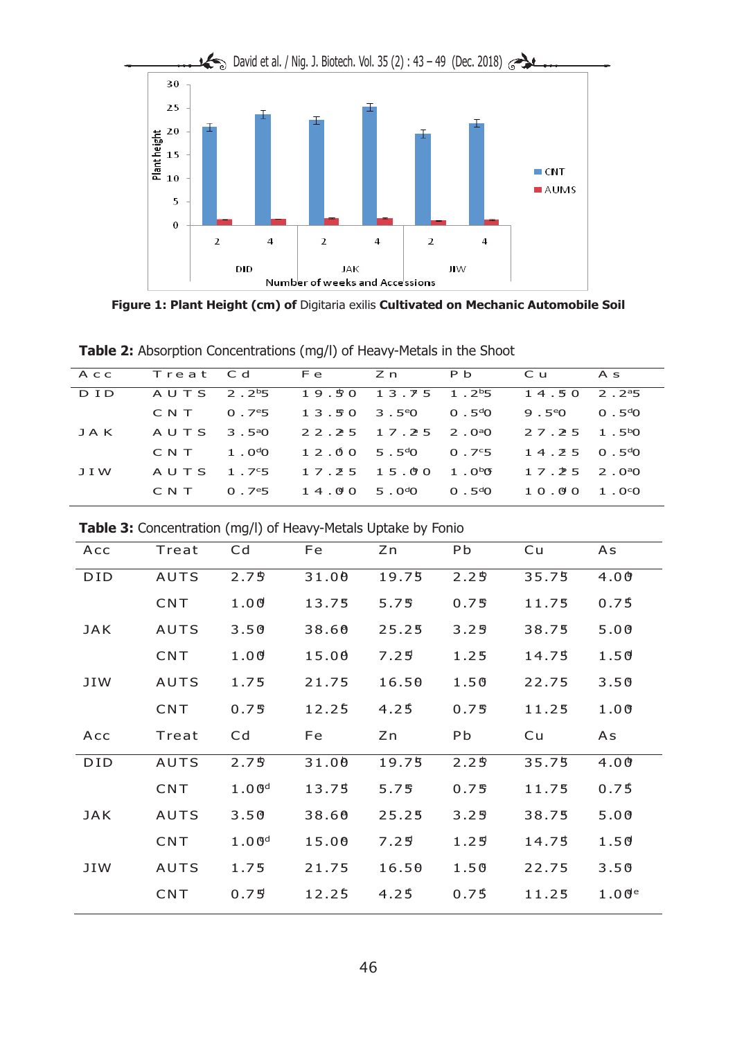Figure 1: **Plant Height (cm) of** Digitaria exilis **Cultivated on Mechanic Automobile Soil**

**Table 2:** Absorption Concentrations (mg/l) of Heavy-Metals in the Shoot

| Acc | Treat | Cd | Fe | Zn | Pb | Cu | As |
|---|---|---|---|---|---|---|---|
| DID | AUTS | 2.25[b] | 19.50 | 13.75 | 1.25[b] | 14.50 | 2.25[a] |
| | CNT | 0.75[e] | 13.50 | 3.50[e] | 0.50[d] | 9.50[e] | 0.50[d] |
| JAK | AUTS | 3.50[a] | 22.25 | 17.25 | 2.00[a] | 27.25 | 1.50[b] |
| | CNT | 1.00[d] | 12.00 | 5.50[d] | 0.75[c] | 14.25 | 0.50[d] |
| JIW | AUTS | 1.75[c] | 17.25 | 15.00 | 1.00[b] | 17.25 | 2.00[a] |
| | CNT | 0.75[e] | 14.00 | 5.00[d] | 0.50[d] | 10.00 | 1.00[c] |

**Table 3:** Concentration (mg/l) of Heavy-Metals Uptake by Fonio

| Acc | Treat | Cd | Fe | Zn | Pb | Cu | As |
|---|---|---|---|---|---|---|---|
| DID | AUTS | 2.75 | 31.00 | 19.75 | 2.25 | 35.75 | 4.00 |
| | CNT | 1.00[d] | 13.75 | 5.75 | 0.75 | 11.75 | 0.75 |
| JAK | AUTS | 3.50 | 38.60 | 25.25 | 3.25 | 38.75 | 5.00 |
| | CNT | 1.00[d] | 15.00 | 7.25 | 1.25 | 14.75 | 1.50 |
| JIW | AUTS | 1.75 | 21.75 | 16.50 | 1.50 | 22.75 | 3.50 |
| | CNT | 0.75 | 12.25 | 4.25 | 0.75 | 11.25 | 1.00[e] |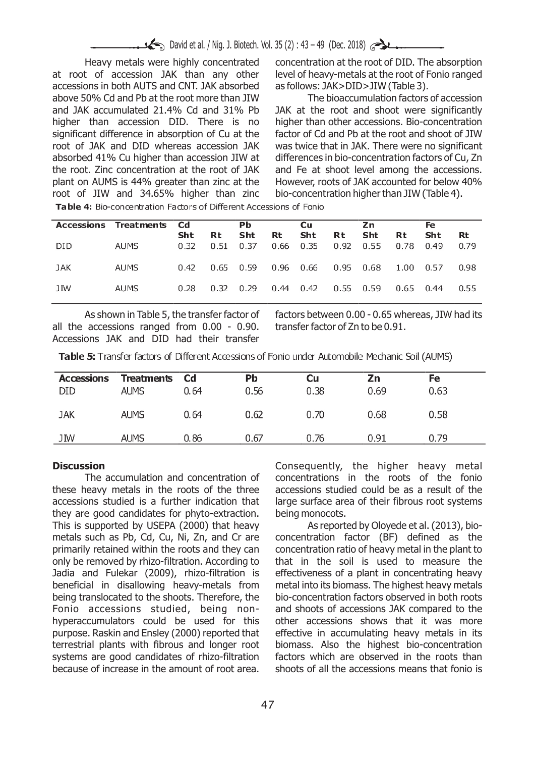Heavy metals were highly concentrated at root of accession JAK than any other accessions in both AUTS and CNT. JAK absorbed above 50% Cd and Pb at the root more than JIW and JAK accumulated 21.4% Cd and 31% Pb higher than accession DID. There is no significant difference in absorption of Cu at the root of JAK and DID whereas accession JAK absorbed 41% Cu higher than accession JIW at the root. Zinc concentration at the root of JAK plant on AUMS is 44% greater than zinc at the root of JIW and 34.65% higher than zinc concentration at the root of DID. The absorption level of heavy-metals at the root of Fonio ranged as follows: JAK>DID>JIW (Table 3).

The bioaccumulation factors of accession JAK at the root and shoot were significantly higher than other accessions. Bio-concentration factor of Cd and Pb at the root and shoot of JIW was twice that in JAK. There were no significant differences in bio-concentration factors of Cu, Zn and Fe at shoot level among the accessions. However, roots of JAK accounted for below 40% bio-concentration higher than JIW (Table 4).

**Table 4:** Bio-concentration Factors of Different Accessions of Fonio

| Accessions | Treatments | Cd | | Pb | | Cu | | Zn | | Fe | |
|---|---|---|---|---|---|---|---|---|---|---|---|
| | | Sht | Rt | Sht | Rt | Sht | Rt | Sht | Rt | Sht | Rt |
| DID | AUMS | 0.32 | 0.51 | 0.37 | 0.66 | 0.35 | 0.92 | 0.55 | 0.78 | 0.49 | 0.79 |
| JAK | AUMS | 0.42 | 0.65 | 0.59 | 0.96 | 0.66 | 0.95 | 0.68 | 1.00 | 0.57 | 0.98 |
| JIW | AUMS | 0.28 | 0.32 | 0.29 | 0.44 | 0.42 | 0.55 | 0.59 | 0.65 | 0.44 | 0.55 |

As shown in Table 5, the transfer factor of all the accessions ranged from 0.00 - 0.90. Accessions JAK and DID had their transfer factors between 0.00 - 0.65 whereas, JIW had its transfer factor of Zn to be 0.91.

**Table 5:** Transfer factors of Different Accessions of Fonio under Automobile Mechanic Soil (AUMS)

| Accessions | Treatments | Cd | Pb | Cu | Zn | Fe |
|---|---|---|---|---|---|---|
| DID | AUMS | 0.64 | 0.56 | 0.38 | 0.69 | 0.63 |
| JAK | AUMS | 0.64 | 0.62 | 0.70 | 0.68 | 0.58 |
| JIW | AUMS | 0.86 | 0.67 | 0.76 | 0.91 | 0.79 |

## Discussion

The accumulation and concentration of these heavy metals in the roots of the three accessions studied is a further indication that they are good candidates for phyto-extraction. This is supported by USEPA (2000) that heavy metals such as Pb, Cd, Cu, Ni, Zn, and Cr are primarily retained within the roots and they can only be removed by rhizo-filtration. According to Jadia and Fulekar (2009), rhizo-filtration is beneficial in disallowing heavy-metals from being translocated to the shoots. Therefore, the Fonio accessions studied, being non-hyperaccumulators could be used for this purpose. Raskin and Ensley (2000) reported that terrestrial plants with fibrous and longer root systems are good candidates of rhizo-filtration because of increase in the amount of root area. Consequently, the higher heavy metal concentrations in the roots of the fonio accessions studied could be as a result of the large surface area of their fibrous root systems being monocots.

As reported by Oloyede et al. (2013), bio-concentration factor (BF) defined as the concentration ratio of heavy metal in the plant to that in the soil is used to measure the effectiveness of a plant in concentrating heavy metal into its biomass. The highest heavy metals bio-concentration factors observed in both roots and shoots of accessions JAK compared to the other accessions shows that it was more effective in accumulating heavy metals in its biomass. Also the highest bio-concentration factors which are observed in the roots than shoots of all the accessions means that fonio is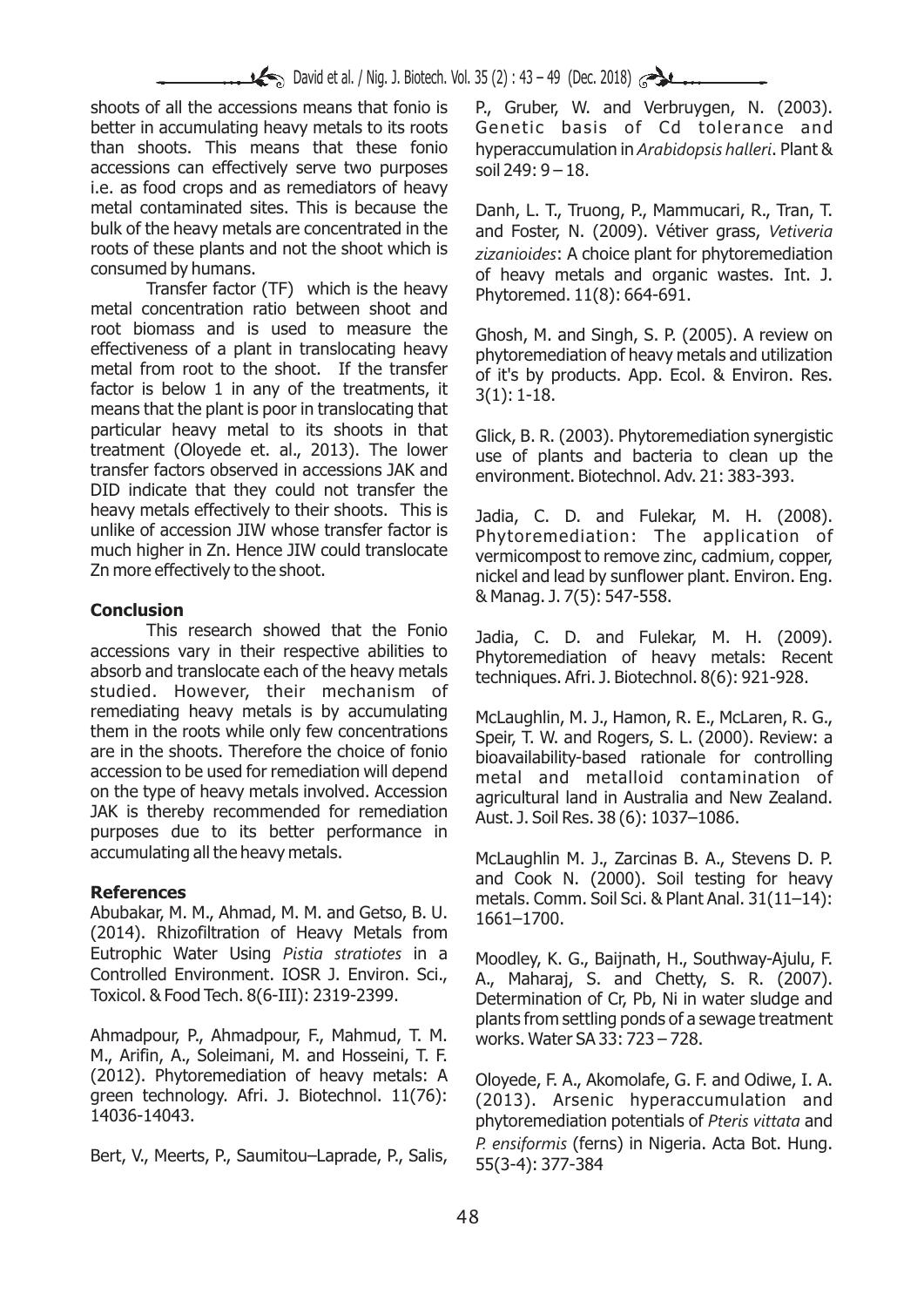shoots of all the accessions means that fonio is better in accumulating heavy metals to its roots than shoots. This means that these fonio accessions can effectively serve two purposes i.e. as food crops and as remediators of heavy metal contaminated sites. This is because the bulk of the heavy metals are concentrated in the roots of these plants and not the shoot which is consumed by humans.

Transfer factor (TF) which is the heavy metal concentration ratio between shoot and root biomass and is used to measure the effectiveness of a plant in translocating heavy metal from root to the shoot. If the transfer factor is below 1 in any of the treatments, it means that the plant is poor in translocating that particular heavy metal to its shoots in that treatment (Oloyede et. al., 2013). The lower transfer factors observed in accessions JAK and DID indicate that they could not transfer the heavy metals effectively to their shoots. This is unlike of accession JIW whose transfer factor is much higher in Zn. Hence JIW could translocate Zn more effectively to the shoot.

## Conclusion

This research showed that the Fonio accessions vary in their respective abilities to absorb and translocate each of the heavy metals studied. However, their mechanism of remediating heavy metals is by accumulating them in the roots while only few concentrations are in the shoots. Therefore the choice of fonio accession to be used for remediation will depend on the type of heavy metals involved. Accession JAK is thereby recommended for remediation purposes due to its better performance in accumulating all the heavy metals.

## References

Abubakar, M. M., Ahmad, M. M. and Getso, B. U. (2014). Rhizofiltration of Heavy Metals from Eutrophic Water Using *Pistia stratiotes* in a Controlled Environment. IOSR J. Environ. Sci., Toxicol. & Food Tech. 8(6-III): 2319-2399.

Ahmadpour, P., Ahmadpour, F., Mahmud, T. M. M., Arifin, A., Soleimani, M. and Hosseini, T. F. (2012). Phytoremediation of heavy metals: A green technology. Afri. J. Biotechnol. 11(76): 14036-14043.

Bert, V., Meerts, P., Saumitou–Laprade, P., Salis, P., Gruber, W. and Verbruygen, N. (2003). Genetic basis of Cd tolerance and hyperaccumulation in *Arabidopsis halleri*. Plant & soil 249: 9 – 18.

Danh, L. T., Truong, P., Mammucari, R., Tran, T. and Foster, N. (2009). Vétiver grass, *Vetiveria zizanioides*: A choice plant for phytoremediation of heavy metals and organic wastes. Int. J. Phytoremed. 11(8): 664-691.

Ghosh, M. and Singh, S. P. (2005). A review on phytoremediation of heavy metals and utilization of it's by products. App. Ecol. & Environ. Res. 3(1): 1-18.

Glick, B. R. (2003). Phytoremediation synergistic use of plants and bacteria to clean up the environment. Biotechnol. Adv. 21: 383-393.

Jadia, C. D. and Fulekar, M. H. (2008). Phytoremediation: The application of vermicompost to remove zinc, cadmium, copper, nickel and lead by sunflower plant. Environ. Eng. & Manag. J. 7(5): 547-558.

Jadia, C. D. and Fulekar, M. H. (2009). Phytoremediation of heavy metals: Recent techniques. Afri. J. Biotechnol. 8(6): 921-928.

McLaughlin, M. J., Hamon, R. E., McLaren, R. G., Speir, T. W. and Rogers, S. L. (2000). Review: a bioavailability-based rationale for controlling metal and metalloid contamination of agricultural land in Australia and New Zealand. Aust. J. Soil Res. 38 (6): 1037–1086.

McLaughlin M. J., Zarcinas B. A., Stevens D. P. and Cook N. (2000). Soil testing for heavy metals. Comm. Soil Sci. & Plant Anal. 31(11–14): 1661–1700.

Moodley, K. G., Baijnath, H., Southway-Ajulu, F. A., Maharaj, S. and Chetty, S. R. (2007). Determination of Cr, Pb, Ni in water sludge and plants from settling ponds of a sewage treatment works. Water SA 33: 723 – 728.

Oloyede, F. A., Akomolafe, G. F. and Odiwe, I. A. (2013). Arsenic hyperaccumulation and phytoremediation potentials of *Pteris vittata* and *P. ensiformis* (ferns) in Nigeria. Acta Bot. Hung. 55(3-4): 377-384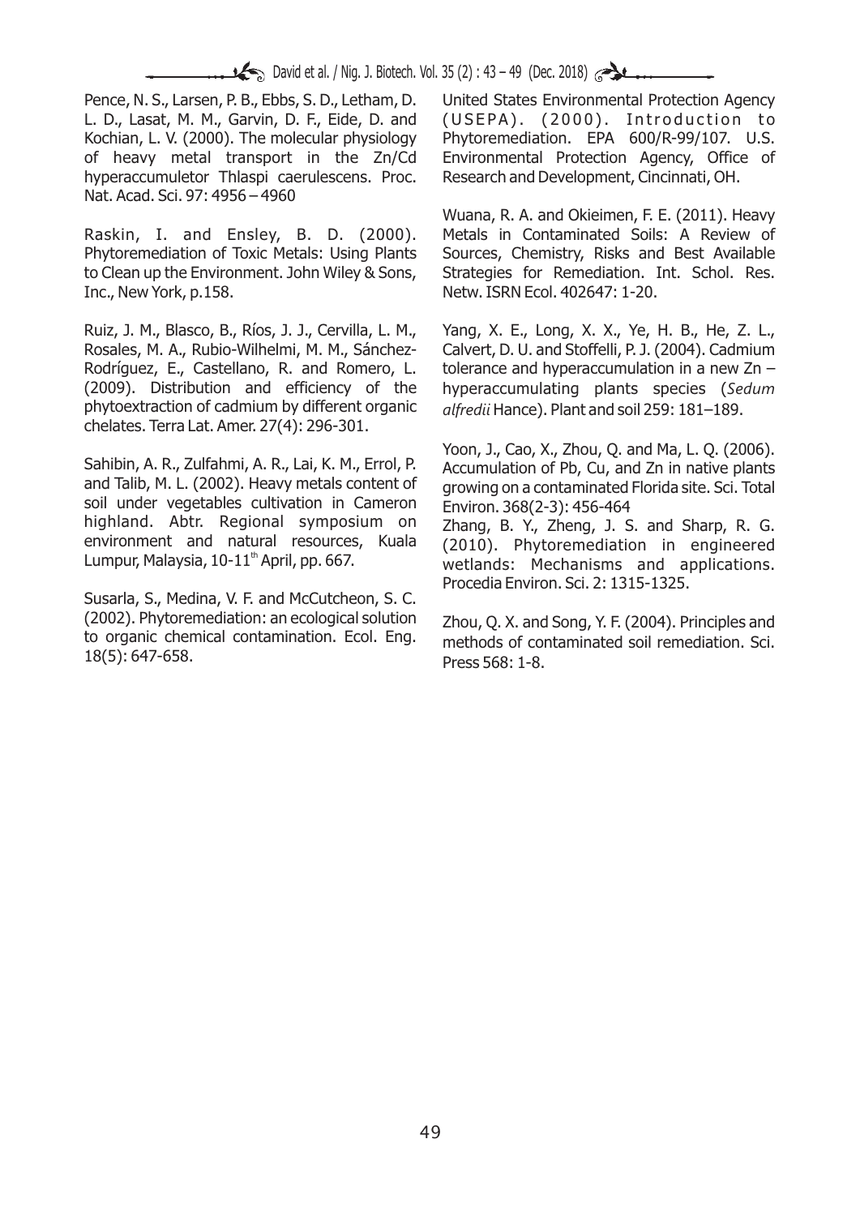Pence, N. S., Larsen, P. B., Ebbs, S. D., Letham, D. L. D., Lasat, M. M., Garvin, D. F., Eide, D. and Kochian, L. V. (2000). The molecular physiology of heavy metal transport in the Zn/Cd hyperaccumuletor Thlaspi caerulescens. Proc. Nat. Acad. Sci. 97: 4956 – 4960

Raskin, I. and Ensley, B. D. (2000). Phytoremediation of Toxic Metals: Using Plants to Clean up the Environment. John Wiley & Sons, Inc., New York, p.158.

Ruiz, J. M., Blasco, B., Ríos, J. J., Cervilla, L. M., Rosales, M. A., Rubio-Wilhelmi, M. M., Sánchez-Rodríguez, E., Castellano, R. and Romero, L. (2009). Distribution and efficiency of the phytoextraction of cadmium by different organic chelates. Terra Lat. Amer. 27(4): 296-301.

Sahibin, A. R., Zulfahmi, A. R., Lai, K. M., Errol, P. and Talib, M. L. (2002). Heavy metals content of soil under vegetables cultivation in Cameron highland. Abtr. Regional symposium on environment and natural resources, Kuala Lumpur, Malaysia, 10-11th April, pp. 667.

Susarla, S., Medina, V. F. and McCutcheon, S. C. (2002). Phytoremediation: an ecological solution to organic chemical contamination. Ecol. Eng. 18(5): 647-658.

United States Environmental Protection Agency (USEPA). (2000). Introduction to Phytoremediation. EPA 600/R-99/107. U.S. Environmental Protection Agency, Office of Research and Development, Cincinnati, OH.

Wuana, R. A. and Okieimen, F. E. (2011). Heavy Metals in Contaminated Soils: A Review of Sources, Chemistry, Risks and Best Available Strategies for Remediation. Int. Schol. Res. Netw. ISRN Ecol. 402647: 1-20.

Yang, X. E., Long, X. X., Ye, H. B., He, Z. L., Calvert, D. U. and Stoffelli, P. J. (2004). Cadmium tolerance and hyperaccumulation in a new Zn – hyperaccumulating plants species (*Sedum alfredii* Hance). Plant and soil 259: 181–189.

Yoon, J., Cao, X., Zhou, Q. and Ma, L. Q. (2006). Accumulation of Pb, Cu, and Zn in native plants growing on a contaminated Florida site. Sci. Total Environ. 368(2-3): 456-464

Zhang, B. Y., Zheng, J. S. and Sharp, R. G. (2010). Phytoremediation in engineered wetlands: Mechanisms and applications. Procedia Environ. Sci. 2: 1315-1325.

Zhou, Q. X. and Song, Y. F. (2004). Principles and methods of contaminated soil remediation. Sci. Press 568: 1-8.